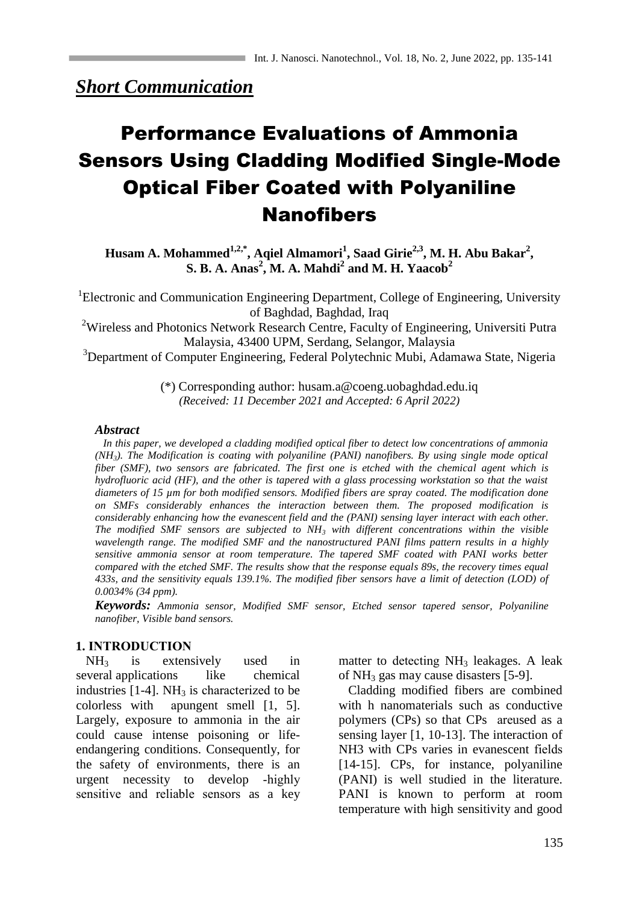***Short Communication***

# Performance Evaluations of Ammonia Sensors Using Cladding Modified Single-Mode Optical Fiber Coated with Polyaniline Nanofibers

**Husam A. Mohammed[1,2,*], Aqiel Almamori[1], Saad Girie[2,3], M. H. Abu Bakar[2], S. B. A. Anas[2], M. A. Mahdi[2] and M. H. Yaacob[2]**

[1]Electronic and Communication Engineering Department, College of Engineering, University of Baghdad, Baghdad, Iraq

[2]Wireless and Photonics Network Research Centre, Faculty of Engineering, Universiti Putra Malaysia, 43400 UPM, Serdang, Selangor, Malaysia

[3]Department of Computer Engineering, Federal Polytechnic Mubi, Adamawa State, Nigeria

(*) Corresponding author: husam.a@coeng.uobaghdad.edu.iq
*(Received: 11 December 2021 and Accepted: 6 April 2022)*

### *Abstract*

*In this paper, we developed a cladding modified optical fiber to detect low concentrations of ammonia ($NH_3$). The Modification is coating with polyaniline (PANI) nanofibers. By using single mode optical fiber (SMF), two sensors are fabricated. The first one is etched with the chemical agent which is hydrofluoric acid (HF), and the other is tapered with a glass processing workstation so that the waist diameters of 15 µm for both modified sensors. Modified fibers are spray coated. The modification done on SMFs considerably enhances the interaction between them. The proposed modification is considerably enhancing how the evanescent field and the (PANI) sensing layer interact with each other. The modified SMF sensors are subjected to $NH_3$ with different concentrations within the visible wavelength range. The modified SMF and the nanostructured PANI films pattern results in a highly sensitive ammonia sensor at room temperature. The tapered SMF coated with PANI works better compared with the etched SMF. The results show that the response equals 89s, the recovery times equal 433s, and the sensitivity equals 139.1%. The modified fiber sensors have a limit of detection (LOD) of 0.0034% (34 ppm).*

***Keywords:*** *Ammonia sensor, Modified SMF sensor, Etched sensor tapered sensor, Polyaniline nanofiber, Visible band sensors.*

## 1. INTRODUCTION

$NH_3$ is extensively used in several applications like chemical industries [1-4]. $NH_3$ is characterized to be colorless with apungent smell [1, 5]. Largely, exposure to ammonia in the air could cause intense poisoning or life-endangering conditions. Consequently, for the safety of environments, there is an urgent necessity to develop -highly sensitive and reliable sensors as a key matter to detecting $NH_3$ leakages. A leak of $NH_3$ gas may cause disasters [5-9].

Cladding modified fibers are combined with h nanomaterials such as conductive polymers (CPs) so that CPs areused as a sensing layer [1, 10-13]. The interaction of NH3 with CPs varies in evanescent fields [14-15]. CPs, for instance, polyaniline (PANI) is well studied in the literature. PANI is known to perform at room temperature with high sensitivity and good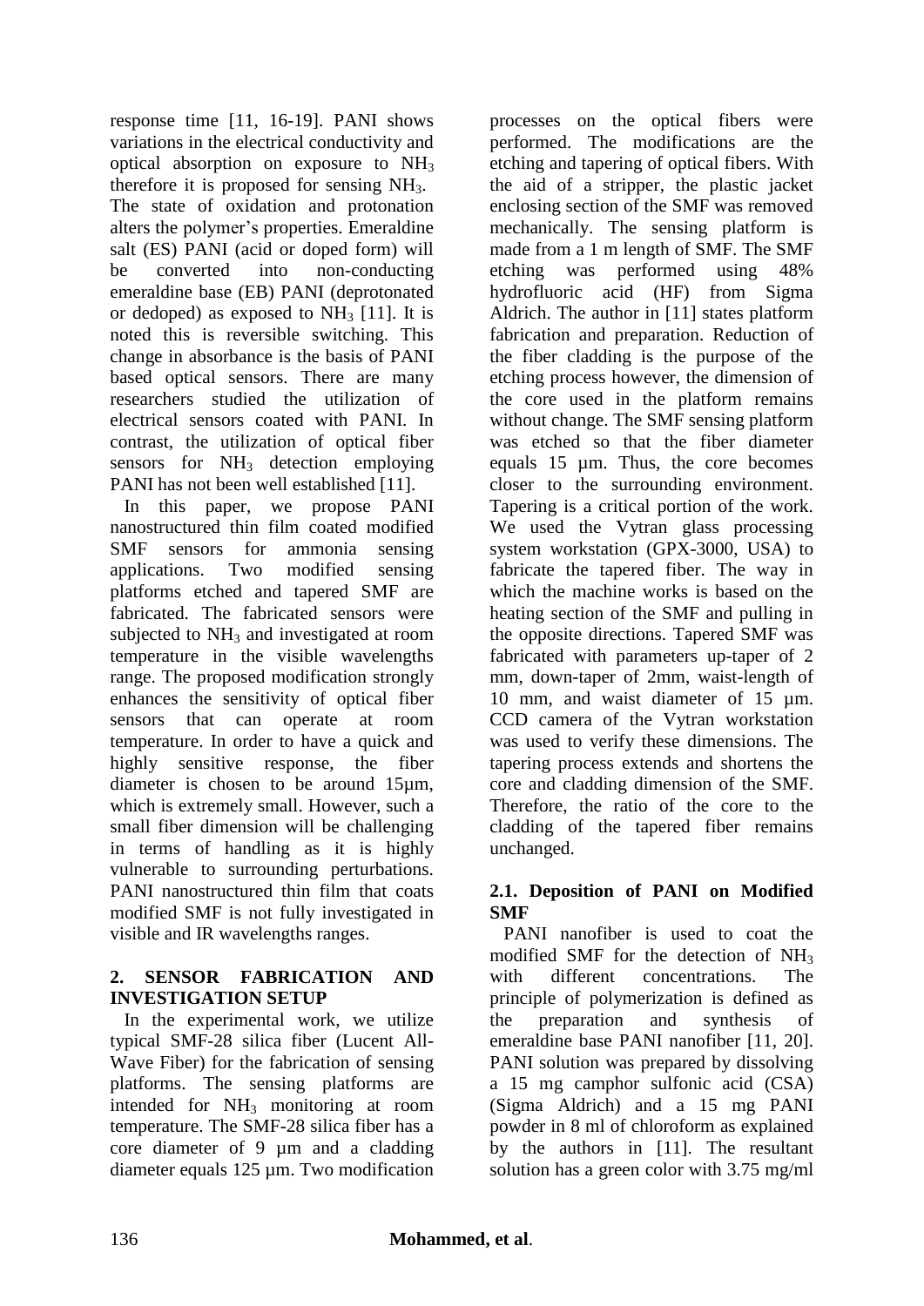response time [11, 16-19]. PANI shows variations in the electrical conductivity and optical absorption on exposure to $NH_3$ therefore it is proposed for sensing $NH_3$. The state of oxidation and protonation alters the polymer's properties. Emeraldine salt (ES) PANI (acid or doped form) will be converted into non-conducting emeraldine base (EB) PANI (deprotonated or dedoped) as exposed to $NH_3$ [11]. It is noted this is reversible switching. This change in absorbance is the basis of PANI based optical sensors. There are many researchers studied the utilization of electrical sensors coated with PANI. In contrast, the utilization of optical fiber sensors for $NH_3$ detection employing PANI has not been well established [11].

In this paper, we propose PANI nanostructured thin film coated modified SMF sensors for ammonia sensing applications. Two modified sensing platforms etched and tapered SMF are fabricated. The fabricated sensors were subjected to $NH_3$ and investigated at room temperature in the visible wavelengths range. The proposed modification strongly enhances the sensitivity of optical fiber sensors that can operate at room temperature. In order to have a quick and highly sensitive response, the fiber diameter is chosen to be around 15µm, which is extremely small. However, such a small fiber dimension will be challenging in terms of handling as it is highly vulnerable to surrounding perturbations. PANI nanostructured thin film that coats modified SMF is not fully investigated in visible and IR wavelengths ranges.

## 2. SENSOR FABRICATION AND INVESTIGATION SETUP

In the experimental work, we utilize typical SMF-28 silica fiber (Lucent All-Wave Fiber) for the fabrication of sensing platforms. The sensing platforms are intended for $NH_3$ monitoring at room temperature. The SMF-28 silica fiber has a core diameter of 9 µm and a cladding diameter equals 125 µm. Two modification processes on the optical fibers were performed. The modifications are the etching and tapering of optical fibers. With the aid of a stripper, the plastic jacket enclosing section of the SMF was removed mechanically. The sensing platform is made from a 1 m length of SMF. The SMF etching was performed using 48% hydrofluoric acid (HF) from Sigma Aldrich. The author in [11] states platform fabrication and preparation. Reduction of the fiber cladding is the purpose of the etching process however, the dimension of the core used in the platform remains without change. The SMF sensing platform was etched so that the fiber diameter equals 15 µm. Thus, the core becomes closer to the surrounding environment. Tapering is a critical portion of the work. We used the Vytran glass processing system workstation (GPX-3000, USA) to fabricate the tapered fiber. The way in which the machine works is based on the heating section of the SMF and pulling in the opposite directions. Tapered SMF was fabricated with parameters up-taper of 2 mm, down-taper of 2mm, waist-length of 10 mm, and waist diameter of 15 µm. CCD camera of the Vytran workstation was used to verify these dimensions. The tapering process extends and shortens the core and cladding dimension of the SMF. Therefore, the ratio of the core to the cladding of the tapered fiber remains unchanged.

### 2.1. Deposition of PANI on Modified SMF

PANI nanofiber is used to coat the modified SMF for the detection of $NH_3$ with different concentrations. The principle of polymerization is defined as the preparation and synthesis of emeraldine base PANI nanofiber [11, 20]. PANI solution was prepared by dissolving a 15 mg camphor sulfonic acid (CSA) (Sigma Aldrich) and a 15 mg PANI powder in 8 ml of chloroform as explained by the authors in [11]. The resultant solution has a green color with 3.75 mg/ml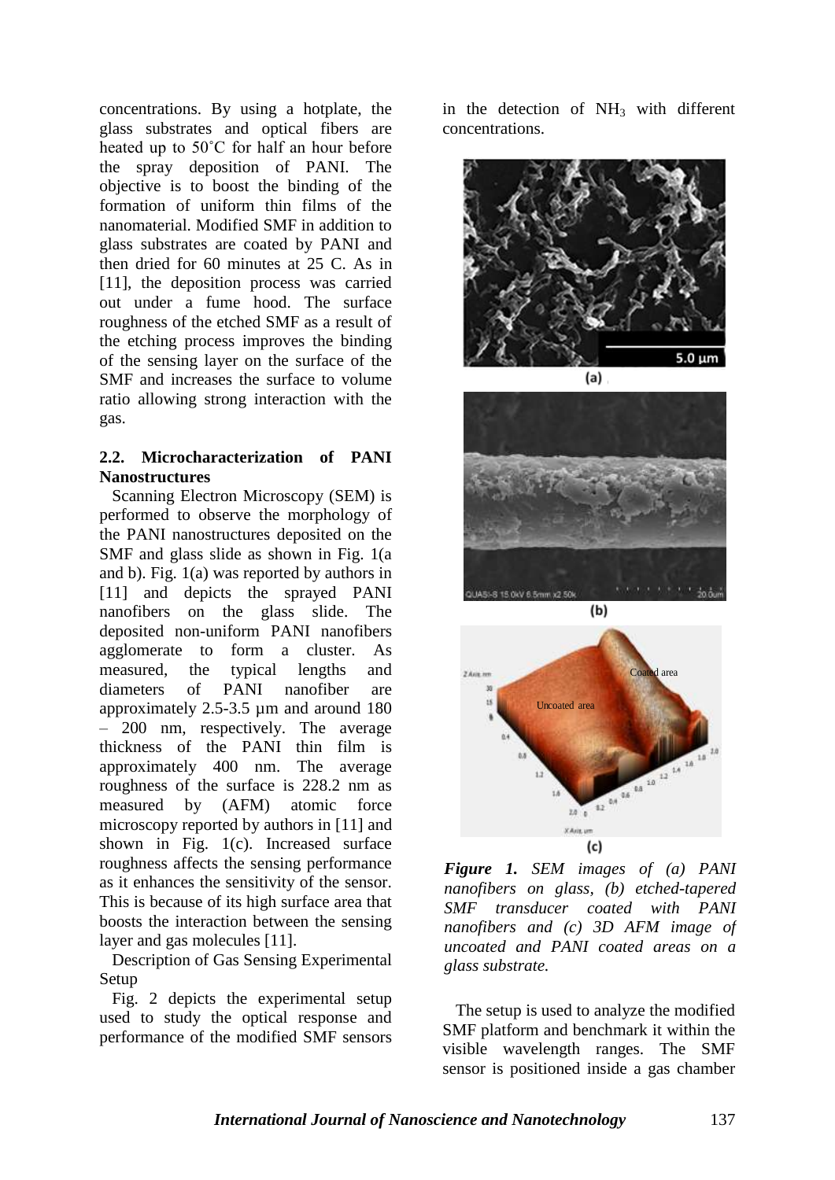concentrations. By using a hotplate, the glass substrates and optical fibers are heated up to 50˚C for half an hour before the spray deposition of PANI. The objective is to boost the binding of the formation of uniform thin films of the nanomaterial. Modified SMF in addition to glass substrates are coated by PANI and then dried for 60 minutes at 25 C. As in [11], the deposition process was carried out under a fume hood. The surface roughness of the etched SMF as a result of the etching process improves the binding of the sensing layer on the surface of the SMF and increases the surface to volume ratio allowing strong interaction with the gas.

### 2.2. Microcharacterization of PANI Nanostructures

Scanning Electron Microscopy (SEM) is performed to observe the morphology of the PANI nanostructures deposited on the SMF and glass slide as shown in Fig. 1(a and b). Fig. 1(a) was reported by authors in [11] and depicts the sprayed PANI nanofibers on the glass slide. The deposited non-uniform PANI nanofibers agglomerate to form a cluster. As measured, the typical lengths and diameters of PANI nanofiber are approximately 2.5-3.5 µm and around 180 – 200 nm, respectively. The average thickness of the PANI thin film is approximately 400 nm. The average roughness of the surface is 228.2 nm as measured by (AFM) atomic force microscopy reported by authors in [11] and shown in Fig. 1(c). Increased surface roughness affects the sensing performance as it enhances the sensitivity of the sensor. This is because of its high surface area that boosts the interaction between the sensing layer and gas molecules [11].

Description of Gas Sensing Experimental Setup

Fig. 2 depicts the experimental setup used to study the optical response and performance of the modified SMF sensors in the detection of $NH_3$ with different concentrations.

***Figure 1.*** *SEM images of (a) PANI nanofibers on glass, (b) etched-tapered SMF transducer coated with PANI nanofibers and (c) 3D AFM image of uncoated and PANI coated areas on a glass substrate.*

The setup is used to analyze the modified SMF platform and benchmark it within the visible wavelength ranges. The SMF sensor is positioned inside a gas chamber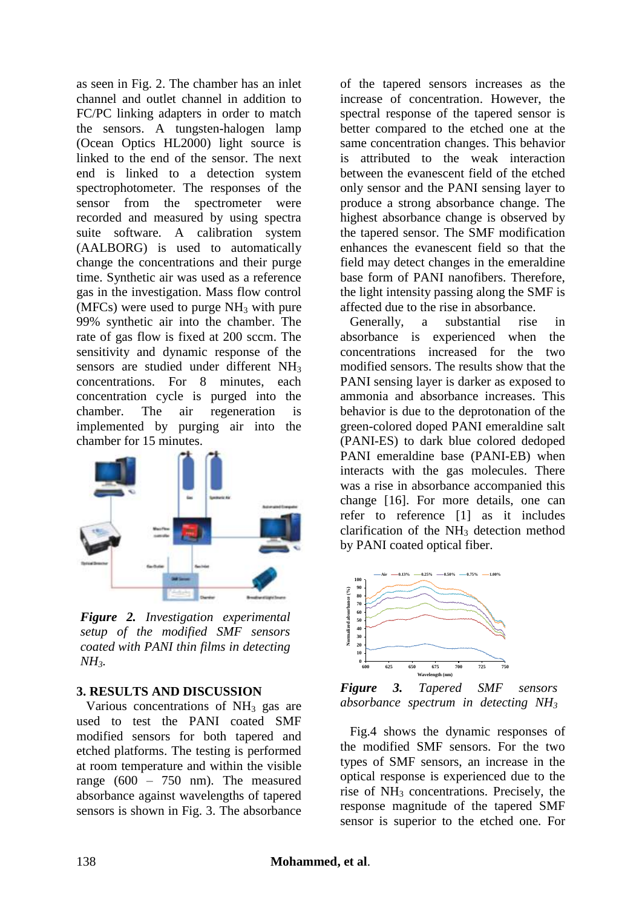as seen in Fig. 2. The chamber has an inlet channel and outlet channel in addition to FC/PC linking adapters in order to match the sensors. A tungsten-halogen lamp (Ocean Optics HL2000) light source is linked to the end of the sensor. The next end is linked to a detection system spectrophotometer. The responses of the sensor from the spectrometer were recorded and measured by using spectra suite software. A calibration system (AALBORG) is used to automatically change the concentrations and their purge time. Synthetic air was used as a reference gas in the investigation. Mass flow control (MFCs) were used to purge $NH_3$ with pure 99% synthetic air into the chamber. The rate of gas flow is fixed at 200 sccm. The sensitivity and dynamic response of the sensors are studied under different $NH_3$ concentrations. For 8 minutes, each concentration cycle is purged into the chamber. The air regeneration is implemented by purging air into the chamber for 15 minutes.

***Figure 2.*** *Investigation experimental setup of the modified SMF sensors coated with PANI thin films in detecting* $NH_3$.

## 3. RESULTS AND DISCUSSION

Various concentrations of $NH_3$ gas are used to test the PANI coated SMF modified sensors for both tapered and etched platforms. The testing is performed at room temperature and within the visible range (600 – 750 nm). The measured absorbance against wavelengths of tapered sensors is shown in Fig. 3. The absorbance of the tapered sensors increases as the increase of concentration. However, the spectral response of the tapered sensor is better compared to the etched one at the same concentration changes. This behavior is attributed to the weak interaction between the evanescent field of the etched only sensor and the PANI sensing layer to produce a strong absorbance change. The highest absorbance change is observed by the tapered sensor. The SMF modification enhances the evanescent field so that the field may detect changes in the emeraldine base form of PANI nanofibers. Therefore, the light intensity passing along the SMF is affected due to the rise in absorbance.

Generally, a substantial rise in absorbance is experienced when the concentrations increased for the two modified sensors. The results show that the PANI sensing layer is darker as exposed to ammonia and absorbance increases. This behavior is due to the deprotonation of the green-colored doped PANI emeraldine salt (PANI-ES) to dark blue colored dedoped PANI emeraldine base (PANI-EB) when interacts with the gas molecules. There was a rise in absorbance accompanied this change [16]. For more details, one can refer to reference [1] as it includes clarification of the $NH_3$ detection method by PANI coated optical fiber.

***Figure 3.*** *Tapered SMF sensors absorbance spectrum in detecting* $NH_3$

Fig.4 shows the dynamic responses of the modified SMF sensors. For the two types of SMF sensors, an increase in the optical response is experienced due to the rise of $NH_3$ concentrations. Precisely, the response magnitude of the tapered SMF sensor is superior to the etched one. For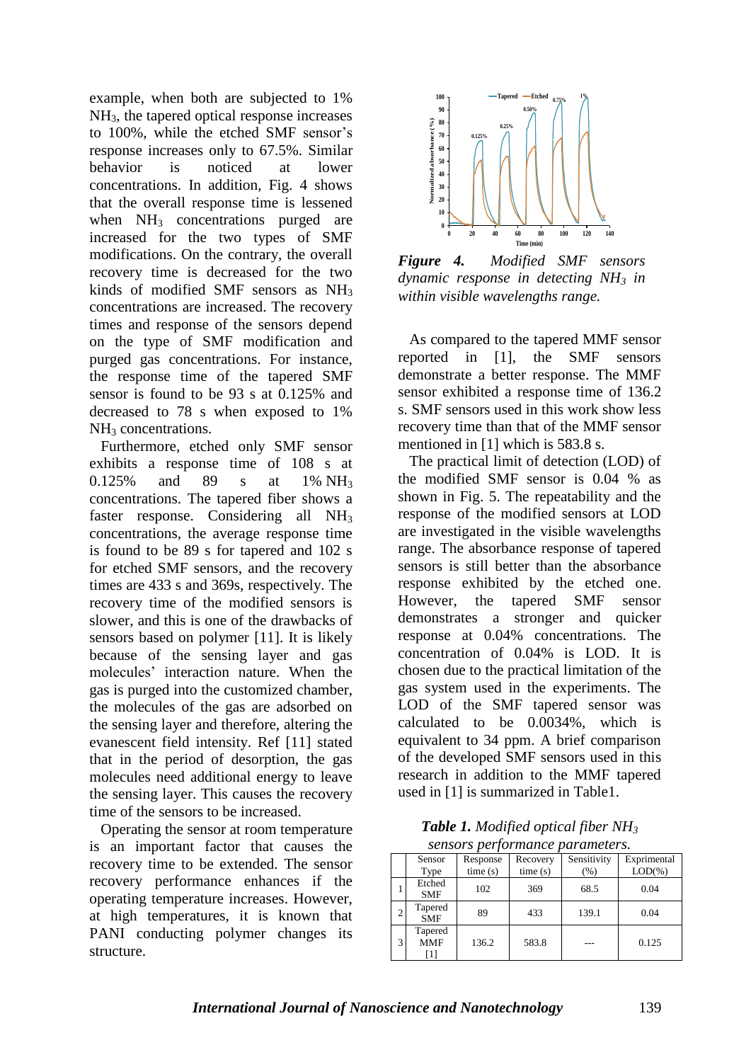example, when both are subjected to 1% $NH_3$, the tapered optical response increases to 100%, while the etched SMF sensor's response increases only to 67.5%. Similar behavior is noticed at lower concentrations. In addition, Fig. 4 shows that the overall response time is lessened when $NH_3$ concentrations purged are increased for the two types of SMF modifications. On the contrary, the overall recovery time is decreased for the two kinds of modified SMF sensors as $NH_3$ concentrations are increased. The recovery times and response of the sensors depend on the type of SMF modification and purged gas concentrations. For instance, the response time of the tapered SMF sensor is found to be 93 s at 0.125% and decreased to 78 s when exposed to 1% $NH_3$ concentrations.

Furthermore, etched only SMF sensor exhibits a response time of 108 s at 0.125% and 89 s at 1% $NH_3$ concentrations. The tapered fiber shows a faster response. Considering all $NH_3$ concentrations, the average response time is found to be 89 s for tapered and 102 s for etched SMF sensors, and the recovery times are 433 s and 369s, respectively. The recovery time of the modified sensors is slower, and this is one of the drawbacks of sensors based on polymer [11]. It is likely because of the sensing layer and gas molecules' interaction nature. When the gas is purged into the customized chamber, the molecules of the gas are adsorbed on the sensing layer and therefore, altering the evanescent field intensity. Ref [11] stated that in the period of desorption, the gas molecules need additional energy to leave the sensing layer. This causes the recovery time of the sensors to be increased.

Operating the sensor at room temperature is an important factor that causes the recovery time to be extended. The sensor recovery performance enhances if the operating temperature increases. However, at high temperatures, it is known that PANI conducting polymer changes its structure.

*Figure 4. Modified SMF sensors dynamic response in detecting $NH_3$ in within visible wavelengths range.*

As compared to the tapered MMF sensor reported in [1], the SMF sensors demonstrate a better response. The MMF sensor exhibited a response time of 136.2 s. SMF sensors used in this work show less recovery time than that of the MMF sensor mentioned in [1] which is 583.8 s.

The practical limit of detection (LOD) of the modified SMF sensor is 0.04 % as shown in Fig. 5. The repeatability and the response of the modified sensors at LOD are investigated in the visible wavelengths range. The absorbance response of tapered sensors is still better than the absorbance response exhibited by the etched one. However, the tapered SMF sensor demonstrates a stronger and quicker response at 0.04% concentrations. The concentration of 0.04% is LOD. It is chosen due to the practical limitation of the gas system used in the experiments. The LOD of the SMF tapered sensor was calculated to be 0.0034%, which is equivalent to 34 ppm. A brief comparison of the developed SMF sensors used in this research in addition to the MMF tapered used in [1] is summarized in Table1.

***Table 1.*** *Modified optical fiber $NH_3$ sensors performance parameters.*

| | Sensor Type | Response time (s) | Recovery time (s) | Sensitivity (%) | Exprimental LOD(%) |
|---|---|---|---|---|---|
| 1 | Etched SMF | 102 | 369 | 68.5 | 0.04 |
| 2 | Tapered SMF | 89 | 433 | 139.1 | 0.04 |
| 3 | Tapered MMF [1] | 136.2 | 583.8 | --- | 0.125 |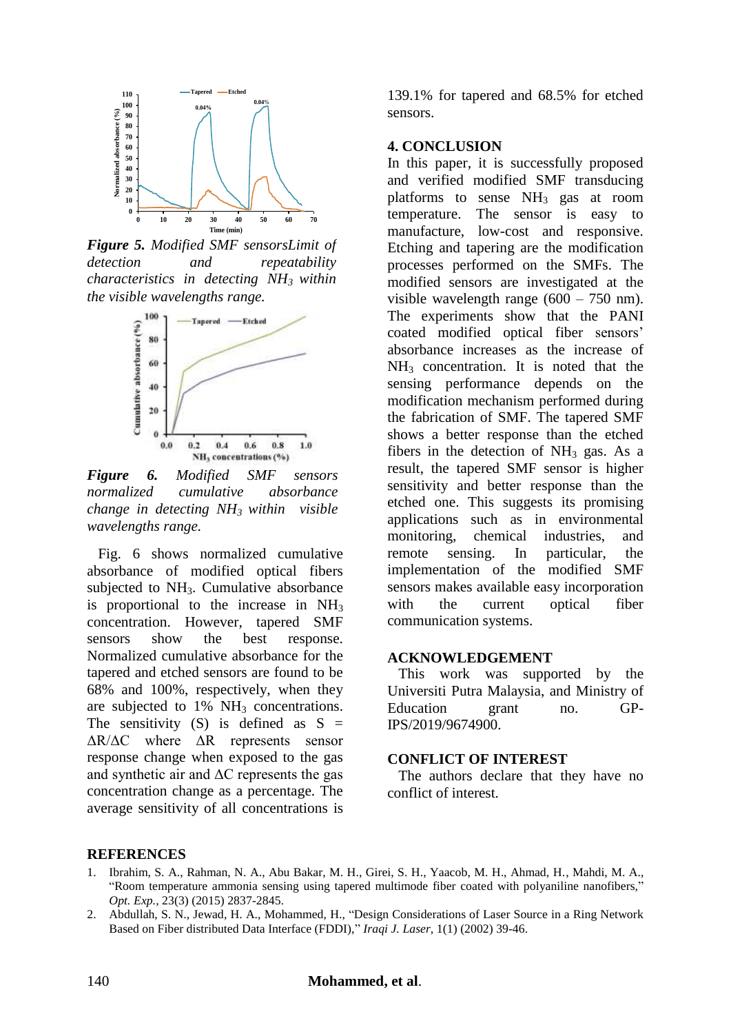***Figure 5.*** *Modified SMF sensorsLimit of detection and repeatability characteristics in detecting $NH_3$ within the visible wavelengths range.*

***Figure 6.*** *Modified SMF sensors normalized cumulative absorbance change in detecting $NH_3$ within visible wavelengths range.*

Fig. 6 shows normalized cumulative absorbance of modified optical fibers subjected to $NH_3$. Cumulative absorbance is proportional to the increase in $NH_3$ concentration. However, tapered SMF sensors show the best response. Normalized cumulative absorbance for the tapered and etched sensors are found to be 68% and 100%, respectively, when they are subjected to 1% $NH_3$ concentrations. The sensitivity (S) is defined as $S = \Delta R/\Delta C$ where $\Delta R$ represents sensor response change when exposed to the gas and synthetic air and $\Delta C$ represents the gas concentration change as a percentage. The average sensitivity of all concentrations is 139.1% for tapered and 68.5% for etched sensors.

## 4. CONCLUSION

In this paper, it is successfully proposed and verified modified SMF transducing platforms to sense $NH_3$ gas at room temperature. The sensor is easy to manufacture, low-cost and responsive. Etching and tapering are the modification processes performed on the SMFs. The modified sensors are investigated at the visible wavelength range (600 – 750 nm). The experiments show that the PANI coated modified optical fiber sensors' absorbance increases as the increase of $NH_3$ concentration. It is noted that the sensing performance depends on the modification mechanism performed during the fabrication of SMF. The tapered SMF shows a better response than the etched fibers in the detection of $NH_3$ gas. As a result, the tapered SMF sensor is higher sensitivity and better response than the etched one. This suggests its promising applications such as in environmental monitoring, chemical industries, and remote sensing. In particular, the implementation of the modified SMF sensors makes available easy incorporation with the current optical fiber communication systems.

## ACKNOWLEDGEMENT

This work was supported by the Universiti Putra Malaysia, and Ministry of Education grant no. GP-IPS/2019/9674900.

## CONFLICT OF INTEREST

The authors declare that they have no conflict of interest.

## REFERENCES

1. Ibrahim, S. A., Rahman, N. A., Abu Bakar, M. H., Girei, S. H., Yaacob, M. H., Ahmad, H., Mahdi, M. A., "Room temperature ammonia sensing using tapered multimode fiber coated with polyaniline nanofibers," *Opt. Exp.*, 23(3) (2015) 2837-2845.
2. Abdullah, S. N., Jewad, H. A., Mohammed, H., "Design Considerations of Laser Source in a Ring Network Based on Fiber distributed Data Interface (FDDI)," *Iraqi J. Laser,* 1(1) (2002) 39-46.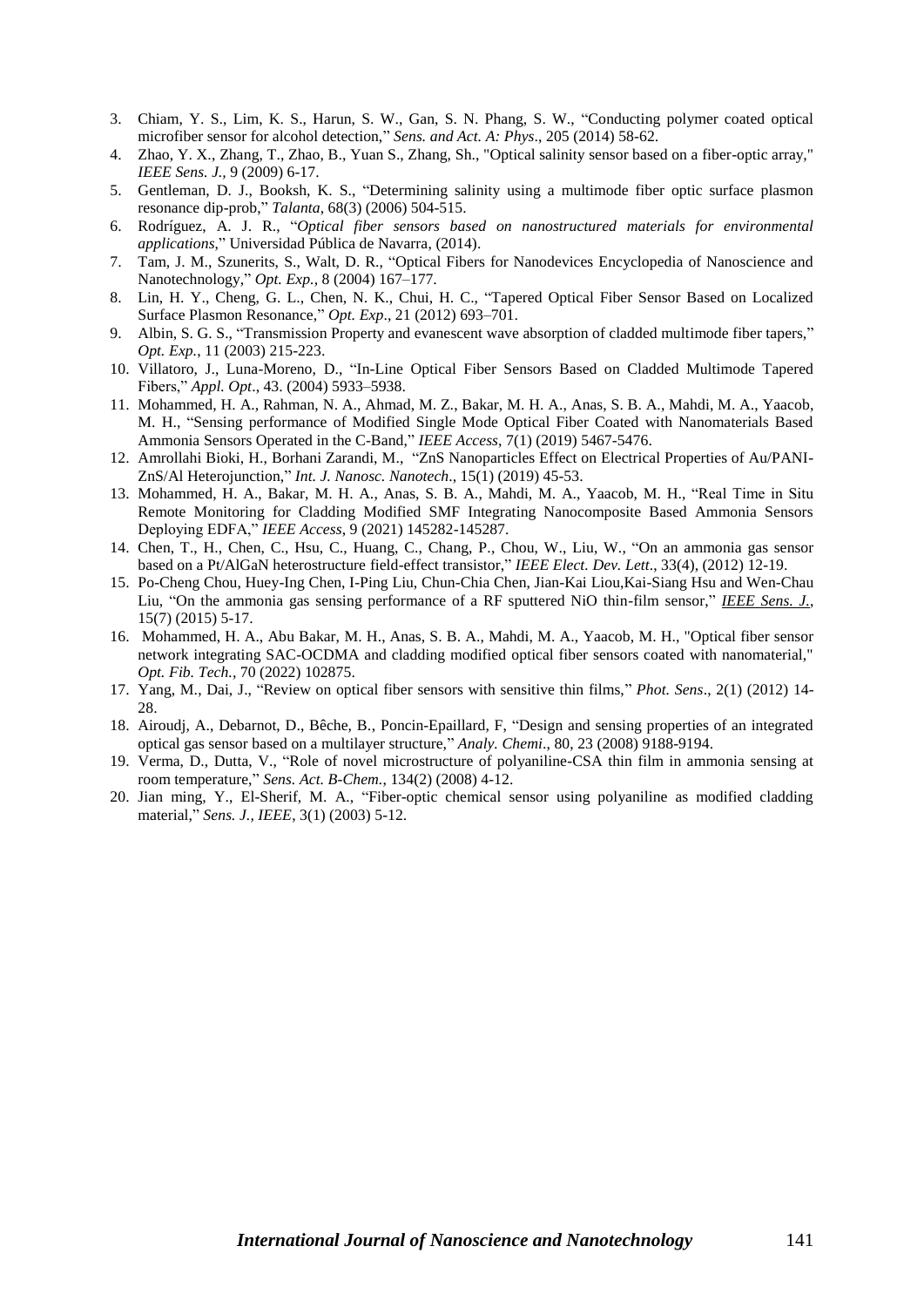3. Chiam, Y. S., Lim, K. S., Harun, S. W., Gan, S. N. Phang, S. W., "Conducting polymer coated optical microfiber sensor for alcohol detection," *Sens. and Act. A: Phys*., 205 (2014) 58-62.
4. Zhao, Y. X., Zhang, T., Zhao, B., Yuan S., Zhang, Sh., "Optical salinity sensor based on a fiber-optic array," *IEEE Sens. J.,* 9 (2009) 6-17.
5. Gentleman, D. J., Booksh, K. S., "Determining salinity using a multimode fiber optic surface plasmon resonance dip-prob," *Talanta*, 68(3) (2006) 504-515.
6. Rodríguez, A. J. R., "*Optical fiber sensors based on nanostructured materials for environmental applications*," Universidad Pública de Navarra, (2014).
7. Tam, J. M., Szunerits, S., Walt, D. R., "Optical Fibers for Nanodevices Encyclopedia of Nanoscience and Nanotechnology," *Opt. Exp.,* 8 (2004) 167–177.
8. Lin, H. Y., Cheng, G. L., Chen, N. K., Chui, H. C., "Tapered Optical Fiber Sensor Based on Localized Surface Plasmon Resonance," *Opt. Exp*., 21 (2012) 693–701.
9. Albin, S. G. S., "Transmission Property and evanescent wave absorption of cladded multimode fiber tapers," *Opt. Exp.*, 11 (2003) 215-223.
10. Villatoro, J., Luna-Moreno, D., "In-Line Optical Fiber Sensors Based on Cladded Multimode Tapered Fibers," *Appl. Opt*., 43. (2004) 5933–5938.
11. Mohammed, H. A., Rahman, N. A., Ahmad, M. Z., Bakar, M. H. A., Anas, S. B. A., Mahdi, M. A., Yaacob, M. H., "Sensing performance of Modified Single Mode Optical Fiber Coated with Nanomaterials Based Ammonia Sensors Operated in the C-Band," *IEEE Access*, 7(1) (2019) 5467-5476.
12. Amrollahi Bioki, H., Borhani Zarandi, M., "ZnS Nanoparticles Effect on Electrical Properties of Au/PANI-ZnS/Al Heterojunction," *Int. J. Nanosc. Nanotech*., 15(1) (2019) 45-53.
13. Mohammed, H. A., Bakar, M. H. A., Anas, S. B. A., Mahdi, M. A., Yaacob, M. H., "Real Time in Situ Remote Monitoring for Cladding Modified SMF Integrating Nanocomposite Based Ammonia Sensors Deploying EDFA," *IEEE Access*, 9 (2021) 145282-145287.
14. Chen, T., H., Chen, C., Hsu, C., Huang, C., Chang, P., Chou, W., Liu, W., "On an ammonia gas sensor based on a Pt/AlGaN heterostructure field-effect transistor," *IEEE Elect. Dev. Lett*., 33(4), (2012) 12-19.
15. Po-Cheng Chou, Huey-Ing Chen, I-Ping Liu, Chun-Chia Chen, Jian-Kai Liou,Kai-Siang Hsu and Wen-Chau Liu, "On the ammonia gas sensing performance of a RF sputtered NiO thin-film sensor," *IEEE Sens. J.*, 15(7) (2015) 5-17.
16. Mohammed, H. A., Abu Bakar, M. H., Anas, S. B. A., Mahdi, M. A., Yaacob, M. H., "Optical fiber sensor network integrating SAC-OCDMA and cladding modified optical fiber sensors coated with nanomaterial," *Opt. Fib. Tech.,* 70 (2022) 102875.
17. Yang, M., Dai, J., "Review on optical fiber sensors with sensitive thin films," *Phot. Sens*., 2(1) (2012) 14-28.
18. Airoudj, A., Debarnot, D., Bêche, B., Poncin-Epaillard, F, "Design and sensing properties of an integrated optical gas sensor based on a multilayer structure," *Analy. Chemi*., 80, 23 (2008) 9188-9194.
19. Verma, D., Dutta, V., "Role of novel microstructure of polyaniline-CSA thin film in ammonia sensing at room temperature," *Sens. Act. B-Chem.,* 134(2) (2008) 4-12.
20. Jian ming, Y., El-Sherif, M. A., "Fiber-optic chemical sensor using polyaniline as modified cladding material," *Sens. J., IEEE*, 3(1) (2003) 5-12.